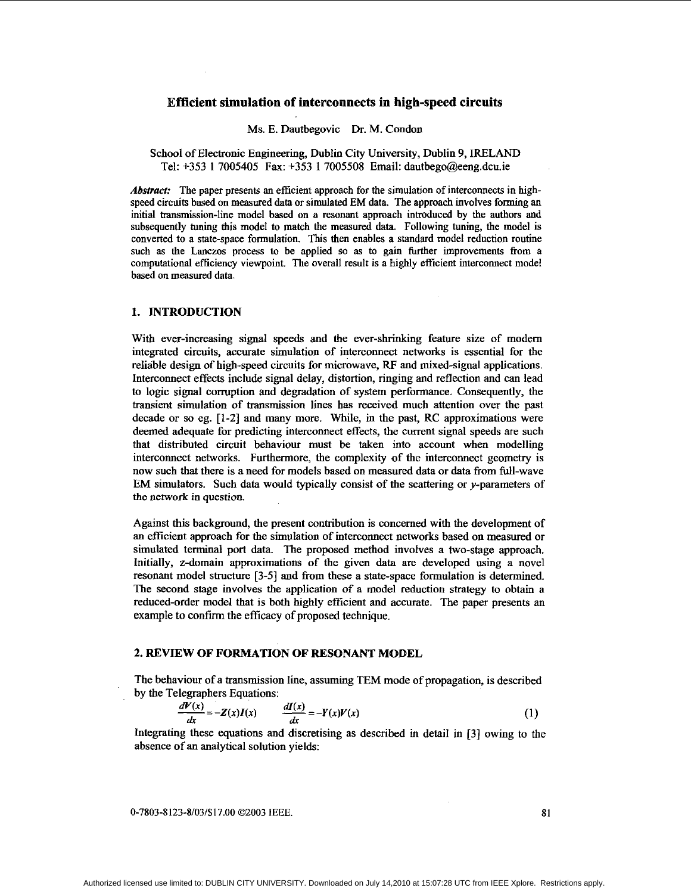# Efficient simulation of interconnects in high-speed circuits

Ms. E. Dautbegovic Dr. M. Condon

School of Electronic Engineering, Dublin City University, Dublin 9, IRELAND
Tel: +353 1 7005405 Fax: +353 1 7005508 Email: dautbego@eeng.dcu.ie

***Abstract:*** The paper presents an efficient approach for the simulation of interconnects in high-speed circuits based on measured data or simulated EM data. The approach involves forming an initial transmission-line model based on a resonant approach introduced by the authors and subsequently tuning this model to match the measured data. Following tuning, the model is converted to a state-space formulation. This then enables a standard model reduction routine such as the Lanczos process to be applied so as to gain further improvements from a computational efficiency viewpoint. The overall result is a highly efficient interconnect model based on measured data.

## 1. INTRODUCTION

With ever-increasing signal speeds and the ever-shrinking feature size of modern integrated circuits, accurate simulation of interconnect networks is essential for the reliable design of high-speed circuits for microwave, RF and mixed-signal applications. Interconnect effects include signal delay, distortion, ringing and reflection and can lead to logic signal corruption and degradation of system performance. Consequently, the transient simulation of transmission lines has received much attention over the past decade or so eg. [1-2] and many more. While, in the past, RC approximations were deemed adequate for predicting interconnect effects, the current signal speeds are such that distributed circuit behaviour must be taken into account when modelling interconnect networks. Furthermore, the complexity of the interconnect geometry is now such that there is a need for models based on measured data or data from full-wave EM simulators. Such data would typically consist of the scattering or *y*-parameters of the network in question.

Against this background, the present contribution is concerned with the development of an efficient approach for the simulation of interconnect networks based on measured or simulated terminal port data. The proposed method involves a two-stage approach. Initially, z-domain approximations of the given data are developed using a novel resonant model structure [3-5] and from these a state-space formulation is determined. The second stage involves the application of a model reduction strategy to obtain a reduced-order model that is both highly efficient and accurate. The paper presents an example to confirm the efficacy of proposed technique.

## 2. REVIEW OF FORMATION OF RESONANT MODEL

The behaviour of a transmission line, assuming TEM mode of propagation, is described by the Telegraphers Equations:

$$\frac{dV(x)}{dx} = -Z(x)I(x) \qquad \frac{dI(x)}{dx} = -Y(x)V(x) \tag{1}$$

Integrating these equations and discretising as described in detail in [3] owing to the absence of an analytical solution yields: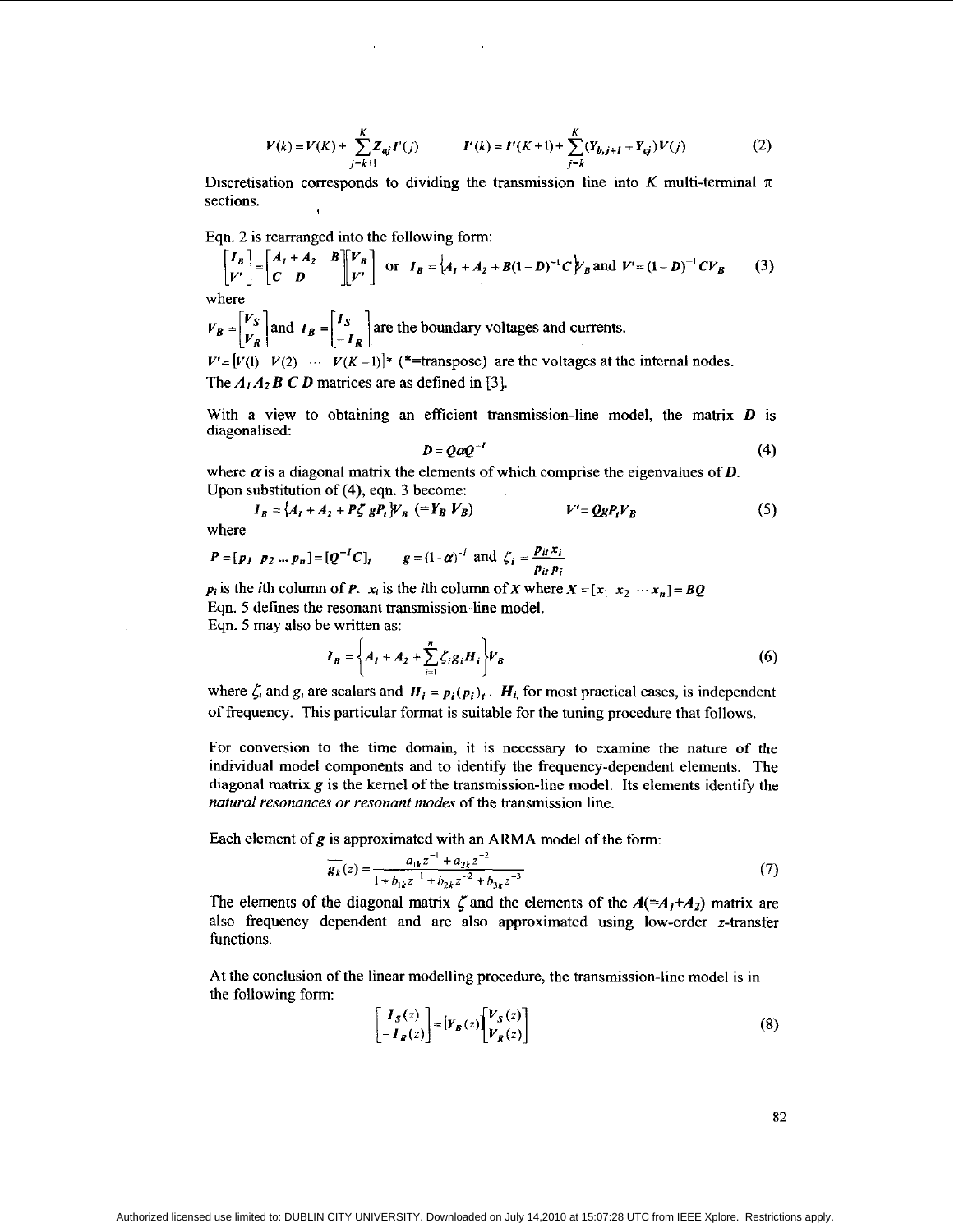$$V(k) = V(K) + \sum_{j=k+1}^{K} Z_{aj} I'(j) \qquad I'(k) = I'(K+1) + \sum_{j=k}^{K} (Y_{b,j+1} + Y_{cj}) V(j) \tag{2}$$

Discretisation corresponds to dividing the transmission line into $K$ multi-terminal $\pi$ sections.

Eqn. 2 is rearranged into the following form:

$$\begin{bmatrix} I_B \\ V' \end{bmatrix} = \begin{bmatrix} A_1 + A_2 & B \\ C & D \end{bmatrix} \begin{bmatrix} V_B \\ V' \end{bmatrix} \text{ or } I_B = \{A_1 + A_2 + B(1-D)^{-1}C\}V_B \text{ and } V' = (1-D)^{-1}CV_B \tag{3}$$

where

$V_B = \begin{bmatrix} V_S \\ V_R \end{bmatrix}$ and $I_B = \begin{bmatrix} I_S \\ -I_R \end{bmatrix}$ are the boundary voltages and currents.

$V' = [V(1) \;\; V(2) \;\; \cdots \;\; V(K-1)]^*$ (*=transpose) are the voltages at the internal nodes.

The $A_1 A_2 B\ C\ D$ matrices are as defined in [3].

With a view to obtaining an efficient transmission-line model, the matrix $D$ is diagonalised:

$$D = Q\alpha Q^{-1} \tag{4}$$

where $\alpha$ is a diagonal matrix the elements of which comprise the eigenvalues of $D$. Upon substitution of (4), eqn. 3 become:

$$I_B = \{A_1 + A_2 + P\zeta\, gP_t\}V_B \;(= Y_B V_B) \qquad V' = QgP_tV_B \tag{5}$$

where

$P = [p_1 \;\; p_2 \; \ldots \; p_n] = [Q^{-1}C]_t \qquad g = (1-\alpha)^{-1}$ and $\zeta_i = \dfrac{p_{it} x_i}{p_{it} p_i}$

$p_i$ is the $i$th column of $P$. $x_i$ is the $i$th column of $X$ where $X = [x_1 \;\; x_2 \; \cdots \; x_n] = BQ$

Eqn. 5 defines the resonant transmission-line model.

Eqn. 5 may also be written as:

$$I_B = \left\{A_1 + A_2 + \sum_{i=1}^{n} \zeta_i g_i H_i\right\} V_B \tag{6}$$

where $\zeta_i$ and $g_i$ are scalars and $H_i = p_i(p_i)_t$. $H_i$ for most practical cases, is independent of frequency. This particular format is suitable for the tuning procedure that follows.

For conversion to the time domain, it is necessary to examine the nature of the individual model components and to identify the frequency-dependent elements. The diagonal matrix $g$ is the kernel of the transmission-line model. Its elements identify the *natural resonances or resonant modes* of the transmission line.

Each element of $g$ is approximated with an ARMA model of the form:

$$\overline{g_k}(z) = \frac{a_{1k}z^{-1} + a_{2k}z^{-2}}{1 + b_{1k}z^{-1} + b_{2k}z^{-2} + b_{3k}z^{-3}} \tag{7}$$

The elements of the diagonal matrix $\zeta$ and the elements of the $A(=A_1+A_2)$ matrix are also frequency dependent and are also approximated using low-order $z$-transfer functions.

At the conclusion of the linear modelling procedure, the transmission-line model is in the following form:

$$\begin{bmatrix} I_S(z) \\ -I_R(z) \end{bmatrix} = [Y_B(z)] \begin{bmatrix} V_S(z) \\ V_R(z) \end{bmatrix} \tag{8}$$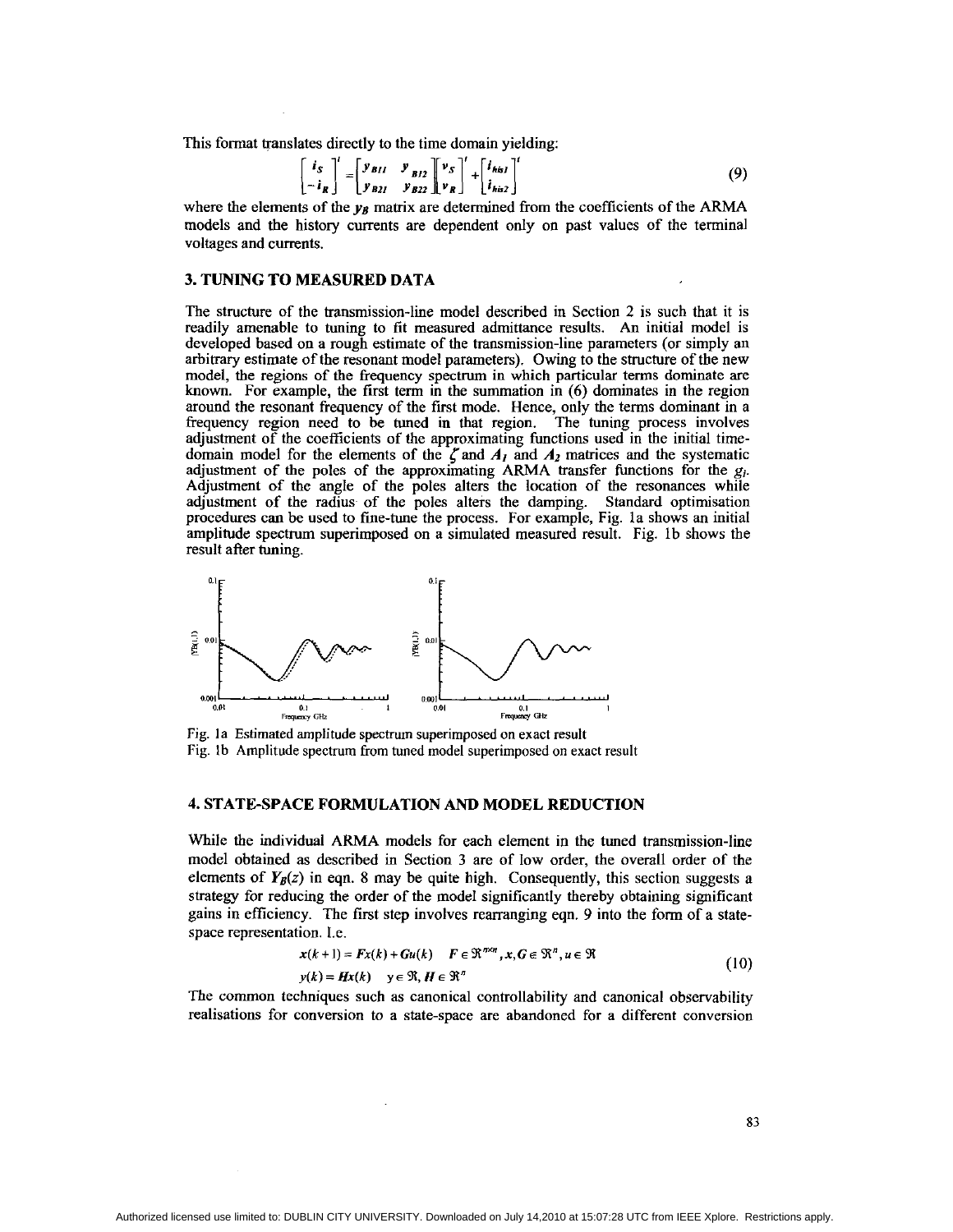This format translates directly to the time domain yielding:

$$\begin{bmatrix} i_S \\ -i_R \end{bmatrix}^t = \begin{bmatrix} y_{B11} & y_{B12} \\ y_{B21} & y_{B22} \end{bmatrix} \begin{bmatrix} v_S \\ v_R \end{bmatrix}^t + \begin{bmatrix} i_{his1} \\ i_{his2} \end{bmatrix}^t \tag{9}$$

where the elements of the $y_B$ matrix are determined from the coefficients of the ARMA models and the history currents are dependent only on past values of the terminal voltages and currents.

## 3. TUNING TO MEASURED DATA

The structure of the transmission-line model described in Section 2 is such that it is readily amenable to tuning to fit measured admittance results. An initial model is developed based on a rough estimate of the transmission-line parameters (or simply an arbitrary estimate of the resonant model parameters). Owing to the structure of the new model, the regions of the frequency spectrum in which particular terms dominate are known. For example, the first term in the summation in (6) dominates in the region around the resonant frequency of the first mode. Hence, only the terms dominant in a frequency region need to be tuned in that region. The tuning process involves adjustment of the coefficients of the approximating functions used in the initial time-domain model for the elements of the $\zeta$ and $A_1$ and $A_2$ matrices and the systematic adjustment of the poles of the approximating ARMA transfer functions for the $g_i$. Adjustment of the angle of the poles alters the location of the resonances while adjustment of the radius of the poles alters the damping. Standard optimisation procedures can be used to fine-tune the process. For example, Fig. 1a shows an initial amplitude spectrum superimposed on a simulated measured result. Fig. 1b shows the result after tuning.

Fig. 1a Estimated amplitude spectrum superimposed on exact result

Fig. 1b Amplitude spectrum from tuned model superimposed on exact result

## 4. STATE-SPACE FORMULATION AND MODEL REDUCTION

While the individual ARMA models for each element in the tuned transmission-line model obtained as described in Section 3 are of low order, the overall order of the elements of $Y_B(z)$ in eqn. 8 may be quite high. Consequently, this section suggests a strategy for reducing the order of the model significantly thereby obtaining significant gains in efficiency. The first step involves rearranging eqn. 9 into the form of a state-space representation. I.e.

$$\begin{aligned} x(k+1) &= Fx(k) + Gu(k) \quad F \in \Re^{n \times n}, x, G \in \Re^n, u \in \Re \\ y(k) &= Hx(k) \quad y \in \Re, H \in \Re^n \end{aligned} \tag{10}$$

The common techniques such as canonical controllability and canonical observability realisations for conversion to a state-space are abandoned for a different conversion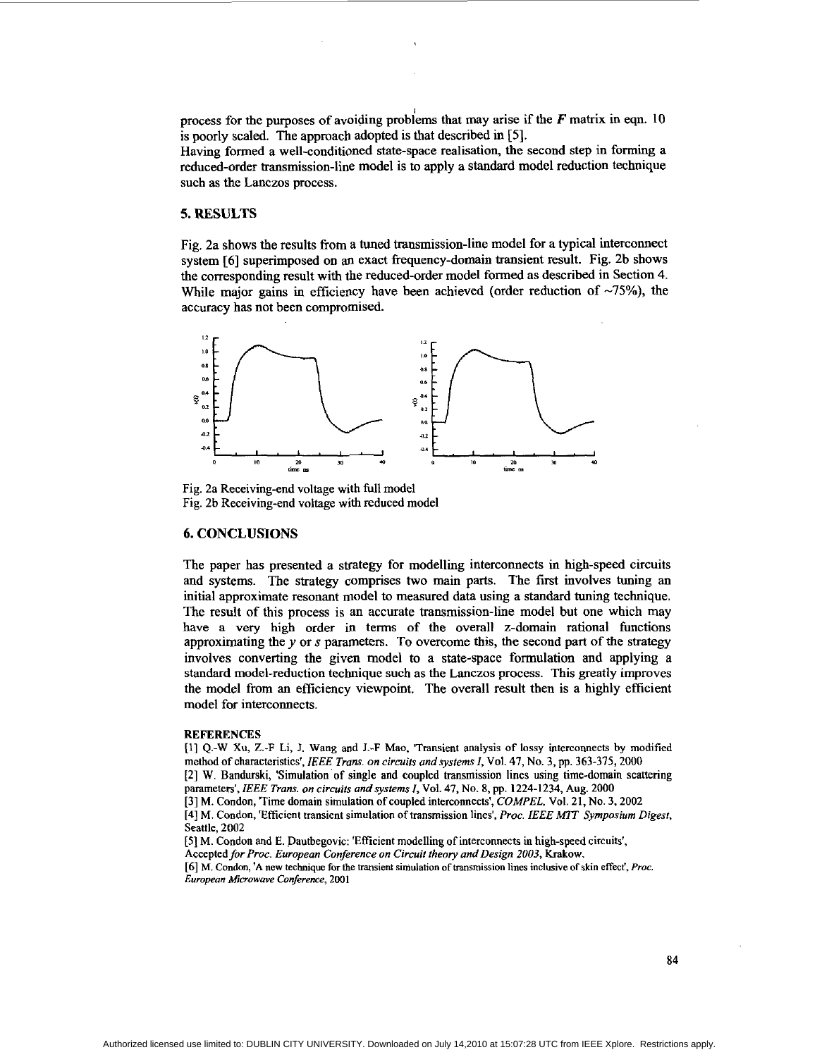process for the purposes of avoiding problems that may arise if the $F$ matrix in eqn. 10 is poorly scaled. The approach adopted is that described in [5].

Having formed a well-conditioned state-space realisation, the second step in forming a reduced-order transmission-line model is to apply a standard model reduction technique such as the Lanczos process.

## 5. RESULTS

Fig. 2a shows the results from a tuned transmission-line model for a typical interconnect system [6] superimposed on an exact frequency-domain transient result. Fig. 2b shows the corresponding result with the reduced-order model formed as described in Section 4. While major gains in efficiency have been achieved (order reduction of ~75%), the accuracy has not been compromised.

1.2
1.0
0.8
0.6
0.4
0.2
0.0
-0.2
-0.4
v(t)
0
10
20
30
40
time ns

1.2
1.0
0.8
0.6
0.4
0.2
0.0
-0.2
-0.4
v(t)
0
10
20
30
40
time ns

Fig. 2a Receiving-end voltage with full model
Fig. 2b Receiving-end voltage with reduced model

## 6. CONCLUSIONS

The paper has presented a strategy for modelling interconnects in high-speed circuits and systems. The strategy comprises two main parts. The first involves tuning an initial approximate resonant model to measured data using a standard tuning technique. The result of this process is an accurate transmission-line model but one which may have a very high order in terms of the overall z-domain rational functions approximating the $y$ or $s$ parameters. To overcome this, the second part of the strategy involves converting the given model to a state-space formulation and applying a standard model-reduction technique such as the Lanczos process. This greatly improves the model from an efficiency viewpoint. The overall result then is a highly efficient model for interconnects.

**REFERENCES**

[1] Q.-W Xu, Z.-F Li, J. Wang and J.-F Mao, 'Transient analysis of lossy interconnects by modified method of characteristics', *IEEE Trans. on circuits and systems I*, Vol. 47, No. 3, pp. 363-375, 2000

[2] W. Bandurski, 'Simulation of single and coupled transmission lines using time-domain scattering parameters', *IEEE Trans. on circuits and systems I*, Vol. 47, No. 8, pp. 1224-1234, Aug. 2000

[3] M. Condon, 'Time domain simulation of coupled interconnects', *COMPEL*, Vol. 21, No. 3, 2002

[4] M. Condon, 'Efficient transient simulation of transmission lines', *Proc. IEEE MTT Symposium Digest*, Seattle, 2002

[5] M. Condon and E. Dautbegovic: 'Efficient modelling of interconnects in high-speed circuits', Accepted *for Proc. European Conference on Circuit theory and Design 2003*, Krakow.

[6] M. Condon, 'A new technique for the transient simulation of transmission lines inclusive of skin effect', *Proc. European Microwave Conference*, 2001